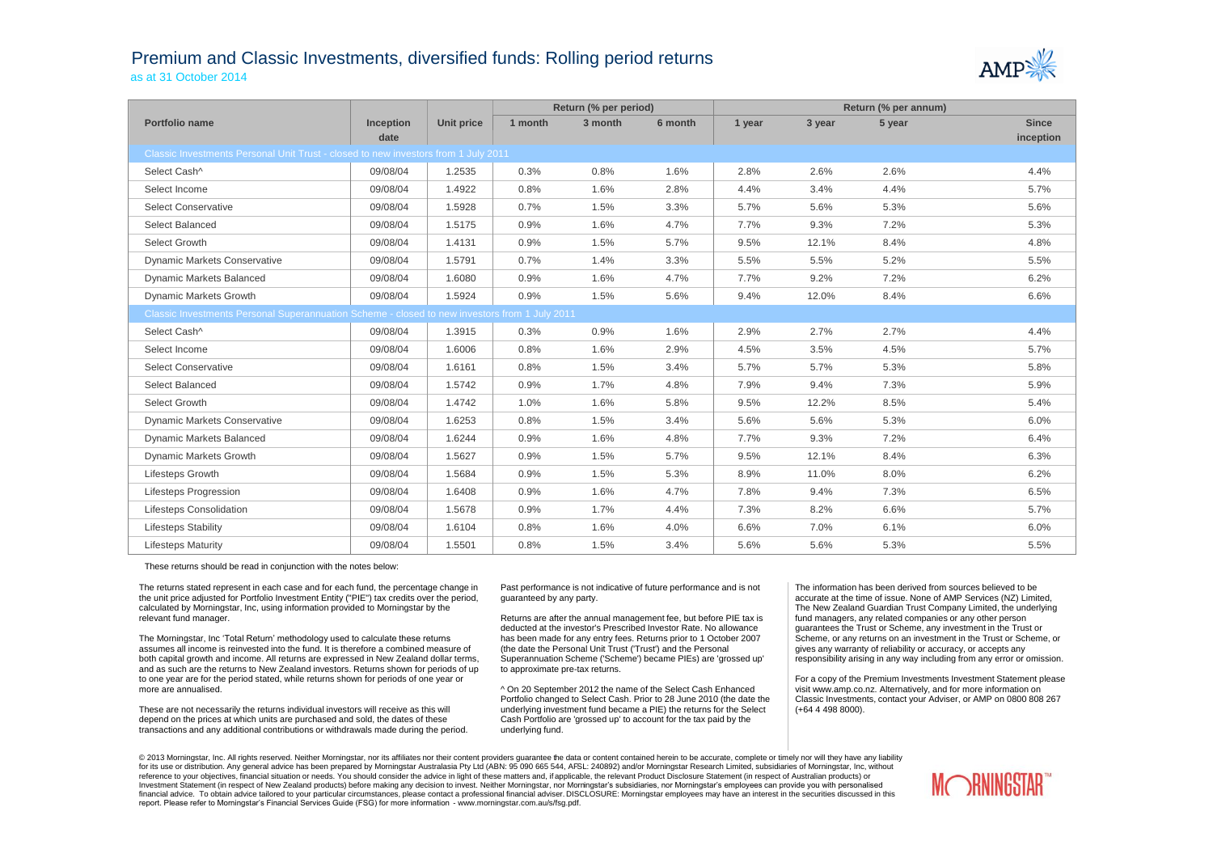# Premium and Classic Investments, diversified funds: Rolling period returns

as at 31 October 2014

| Portfolio name | Inception date | Unit price | Return (% per period) 1 month | 3 month | 6 month | Return (% per annum) 1 year | 3 year | 5 year | Since inception |
|---|---|---|---|---|---|---|---|---|---|
| **Classic Investments Personal Unit Trust - closed to new investors from 1 July 2011** | | | | | | | | | |
| Select Cash^ | 09/08/04 | 1.2535 | 0.3% | 0.8% | 1.6% | 2.8% | 2.6% | 2.6% | 4.4% |
| Select Income | 09/08/04 | 1.4922 | 0.8% | 1.6% | 2.8% | 4.4% | 3.4% | 4.4% | 5.7% |
| Select Conservative | 09/08/04 | 1.5928 | 0.7% | 1.5% | 3.3% | 5.7% | 5.6% | 5.3% | 5.6% |
| Select Balanced | 09/08/04 | 1.5175 | 0.9% | 1.6% | 4.7% | 7.7% | 9.3% | 7.2% | 5.3% |
| Select Growth | 09/08/04 | 1.4131 | 0.9% | 1.5% | 5.7% | 9.5% | 12.1% | 8.4% | 4.8% |
| Dynamic Markets Conservative | 09/08/04 | 1.5791 | 0.7% | 1.4% | 3.3% | 5.5% | 5.5% | 5.2% | 5.5% |
| Dynamic Markets Balanced | 09/08/04 | 1.6080 | 0.9% | 1.6% | 4.7% | 7.7% | 9.2% | 7.2% | 6.2% |
| Dynamic Markets Growth | 09/08/04 | 1.5924 | 0.9% | 1.5% | 5.6% | 9.4% | 12.0% | 8.4% | 6.6% |
| **Classic Investments Personal Superannuation Scheme - closed to new investors from 1 July 2011** | | | | | | | | | |
| Select Cash^ | 09/08/04 | 1.3915 | 0.3% | 0.9% | 1.6% | 2.9% | 2.7% | 2.7% | 4.4% |
| Select Income | 09/08/04 | 1.6006 | 0.8% | 1.6% | 2.9% | 4.5% | 3.5% | 4.5% | 5.7% |
| Select Conservative | 09/08/04 | 1.6161 | 0.8% | 1.5% | 3.4% | 5.7% | 5.7% | 5.3% | 5.8% |
| Select Balanced | 09/08/04 | 1.5742 | 0.9% | 1.7% | 4.8% | 7.9% | 9.4% | 7.3% | 5.9% |
| Select Growth | 09/08/04 | 1.4742 | 1.0% | 1.6% | 5.8% | 9.5% | 12.2% | 8.5% | 5.4% |
| Dynamic Markets Conservative | 09/08/04 | 1.6253 | 0.8% | 1.5% | 3.4% | 5.6% | 5.6% | 5.3% | 6.0% |
| Dynamic Markets Balanced | 09/08/04 | 1.6244 | 0.9% | 1.6% | 4.8% | 7.7% | 9.3% | 7.2% | 6.4% |
| Dynamic Markets Growth | 09/08/04 | 1.5627 | 0.9% | 1.5% | 5.7% | 9.5% | 12.1% | 8.4% | 6.3% |
| Lifesteps Growth | 09/08/04 | 1.5684 | 0.9% | 1.5% | 5.3% | 8.9% | 11.0% | 8.0% | 6.2% |
| Lifesteps Progression | 09/08/04 | 1.6408 | 0.9% | 1.6% | 4.7% | 7.8% | 9.4% | 7.3% | 6.5% |
| Lifesteps Consolidation | 09/08/04 | 1.5678 | 0.9% | 1.7% | 4.4% | 7.3% | 8.2% | 6.6% | 5.7% |
| Lifesteps Stability | 09/08/04 | 1.6104 | 0.8% | 1.6% | 4.0% | 6.6% | 7.0% | 6.1% | 6.0% |
| Lifesteps Maturity | 09/08/04 | 1.5501 | 0.8% | 1.5% | 3.4% | 5.6% | 5.6% | 5.3% | 5.5% |

These returns should be read in conjunction with the notes below:

The returns stated represent in each case and for each fund, the percentage change in the unit price adjusted for Portfolio Investment Entity ("PIE") tax credits over the period, calculated by Morningstar, Inc, using information provided to Morningstar by the relevant fund manager.

The Morningstar, Inc 'Total Return' methodology used to calculate these returns assumes all income is reinvested into the fund. It is therefore a combined measure of both capital growth and income. All returns are expressed in New Zealand dollar terms, and as such are the returns to New Zealand investors. Returns shown for periods of up to one year are for the period stated, while returns shown for periods of one year or more are annualised.

These are not necessarily the returns individual investors will receive as this will depend on the prices at which units are purchased and sold, the dates of these transactions and any additional contributions or withdrawals made during the period.

Past performance is not indicative of future performance and is not guaranteed by any party.

Returns are after the annual management fee, but before PIE tax is deducted at the investor's Prescribed Investor Rate. No allowance has been made for any entry fees. Returns prior to 1 October 2007 (the date the Personal Unit Trust ('Trust') and the Personal Superannuation Scheme ('Scheme') became PIEs) are 'grossed up' to approximate pre-tax returns.

^ On 20 September 2012 the name of the Select Cash Enhanced Portfolio changed to Select Cash. Prior to 28 June 2010 (the date the underlying investment fund became a PIE) the returns for the Select Cash Portfolio are 'grossed up' to account for the tax paid by the underlying fund.

The information has been derived from sources believed to be accurate at the time of issue. None of AMP Services (NZ) Limited, The New Zealand Guardian Trust Company Limited, the underlying fund managers, any related companies or any other person guarantees the Trust or Scheme, any investment in the Trust or Scheme, or any returns on an investment in the Trust or Scheme, or gives any warranty of reliability or accuracy, or accepts any responsibility arising in any way including from any error or omission.

For a copy of the Premium Investments Investment Statement please visit www.amp.co.nz. Alternatively, and for more information on Classic Investments, contact your Adviser, or AMP on 0800 808 267 (+64 4 498 8000).

© 2013 Morningstar, Inc. All rights reserved. Neither Morningstar, nor its affiliates nor their content providers guarantee the data or content contained herein to be accurate, complete or timely nor will they have any liability for its use or distribution. Any general advice has been prepared by Morningstar Australasia Pty Ltd (ABN: 95 090 665 544, AFSL: 240892) and/or Morningstar Research Limited, subsidiaries of Morningstar, Inc, without reference to your objectives, financial situation or needs. You should consider the advice in light of these matters and, if applicable, the relevant Product Disclosure Statement (in respect of Australian products) or Investment Statement (in respect of New Zealand products) before making any decision to invest. Neither Morningstar, nor Morningstar's subsidiaries, nor Morningstar's employees can provide you with personalised financial advice. To obtain advice tailored to your particular circumstances, please contact a professional financial adviser. DISCLOSURE: Morningstar employees may have an interest in the securities discussed in this report. Please refer to Morningstar's Financial Services Guide (FSG) for more information - www.morningstar.com.au/s/fsg.pdf.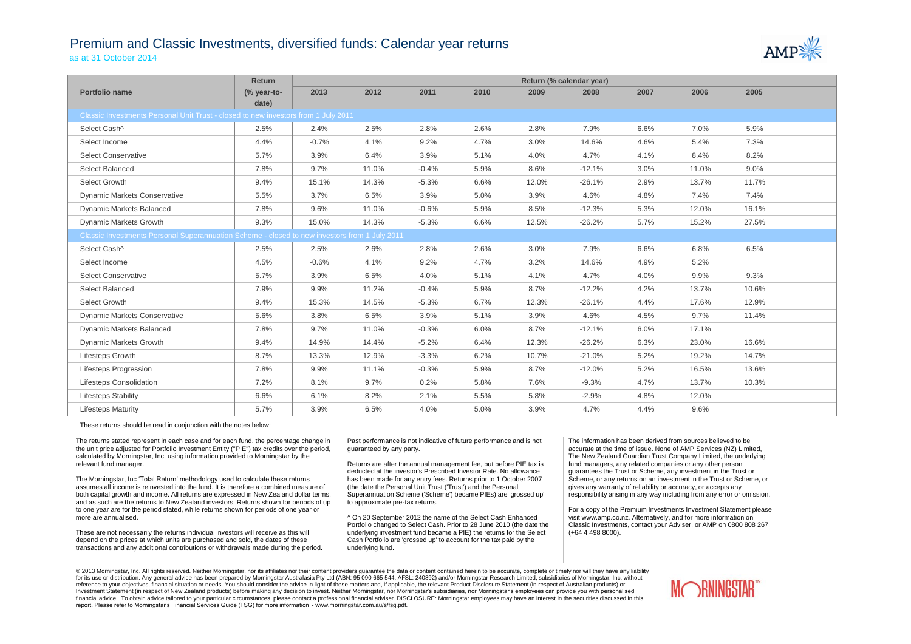# Premium and Classic Investments, diversified funds: Calendar year returns

as at 31 October 2014

| Portfolio name | Return (% year-to-date) | Return (% calendar year) 2013 | 2012 | 2011 | 2010 | 2009 | 2008 | 2007 | 2006 | 2005 |
|---|---|---|---|---|---|---|---|---|---|---|
| **Classic Investments Personal Unit Trust - closed to new investors from 1 July 2011** | | | | | | | | | | |
| Select Cash^ | 2.5% | 2.4% | 2.5% | 2.8% | 2.6% | 2.8% | 7.9% | 6.6% | 7.0% | 5.9% |
| Select Income | 4.4% | -0.7% | 4.1% | 9.2% | 4.7% | 3.0% | 14.6% | 4.6% | 5.4% | 7.3% |
| Select Conservative | 5.7% | 3.9% | 6.4% | 3.9% | 5.1% | 4.0% | 4.7% | 4.1% | 8.4% | 8.2% |
| Select Balanced | 7.8% | 9.7% | 11.0% | -0.4% | 5.9% | 8.6% | -12.1% | 3.0% | 11.0% | 9.0% |
| Select Growth | 9.4% | 15.1% | 14.3% | -5.3% | 6.6% | 12.0% | -26.1% | 2.9% | 13.7% | 11.7% |
| Dynamic Markets Conservative | 5.5% | 3.7% | 6.5% | 3.9% | 5.0% | 3.9% | 4.6% | 4.8% | 7.4% | 7.4% |
| Dynamic Markets Balanced | 7.8% | 9.6% | 11.0% | -0.6% | 5.9% | 8.5% | -12.3% | 5.3% | 12.0% | 16.1% |
| Dynamic Markets Growth | 9.3% | 15.0% | 14.3% | -5.3% | 6.6% | 12.5% | -26.2% | 5.7% | 15.2% | 27.5% |
| **Classic Investments Personal Superannuation Scheme - closed to new investors from 1 July 2011** | | | | | | | | | | |
| Select Cash^ | 2.5% | 2.5% | 2.6% | 2.8% | 2.6% | 3.0% | 7.9% | 6.6% | 6.8% | 6.5% |
| Select Income | 4.5% | -0.6% | 4.1% | 9.2% | 4.7% | 3.2% | 14.6% | 4.9% | 5.2% | |
| Select Conservative | 5.7% | 3.9% | 6.5% | 4.0% | 5.1% | 4.1% | 4.7% | 4.0% | 9.9% | 9.3% |
| Select Balanced | 7.9% | 9.9% | 11.2% | -0.4% | 5.9% | 8.7% | -12.2% | 4.2% | 13.7% | 10.6% |
| Select Growth | 9.4% | 15.3% | 14.5% | -5.3% | 6.7% | 12.3% | -26.1% | 4.4% | 17.6% | 12.9% |
| Dynamic Markets Conservative | 5.6% | 3.8% | 6.5% | 3.9% | 5.1% | 3.9% | 4.6% | 4.5% | 9.7% | 11.4% |
| Dynamic Markets Balanced | 7.8% | 9.7% | 11.0% | -0.3% | 6.0% | 8.7% | -12.1% | 6.0% | 17.1% | |
| Dynamic Markets Growth | 9.4% | 14.9% | 14.4% | -5.2% | 6.4% | 12.3% | -26.2% | 6.3% | 23.0% | 16.6% |
| Lifesteps Growth | 8.7% | 13.3% | 12.9% | -3.3% | 6.2% | 10.7% | -21.0% | 5.2% | 19.2% | 14.7% |
| Lifesteps Progression | 7.8% | 9.9% | 11.1% | -0.3% | 5.9% | 8.7% | -12.0% | 5.2% | 16.5% | 13.6% |
| Lifesteps Consolidation | 7.2% | 8.1% | 9.7% | 0.2% | 5.8% | 7.6% | -9.3% | 4.7% | 13.7% | 10.3% |
| Lifesteps Stability | 6.6% | 6.1% | 8.2% | 2.1% | 5.5% | 5.8% | -2.9% | 4.8% | 12.0% | |
| Lifesteps Maturity | 5.7% | 3.9% | 6.5% | 4.0% | 5.0% | 3.9% | 4.7% | 4.4% | 9.6% | |

These returns should be read in conjunction with the notes below:

The returns stated represent in each case and for each fund, the percentage change in the unit price adjusted for Portfolio Investment Entity ("PIE") tax credits over the period, calculated by Morningstar, Inc, using information provided to Morningstar by the relevant fund manager.

The Morningstar, Inc 'Total Return' methodology used to calculate these returns assumes all income is reinvested into the fund. It is therefore a combined measure of both capital growth and income. All returns are expressed in New Zealand dollar terms, and as such are the returns to New Zealand investors. Returns shown for periods of up to one year are for the period stated, while returns shown for periods of one year or more are annualised.

These are not necessarily the returns individual investors will receive as this will depend on the prices at which units are purchased and sold, the dates of these transactions and any additional contributions or withdrawals made during the period.

Past performance is not indicative of future performance and is not guaranteed by any party.

Returns are after the annual management fee, but before PIE tax is deducted at the investor's Prescribed Investor Rate. No allowance has been made for any entry fees. Returns prior to 1 October 2007 (the date the Personal Unit Trust ('Trust') and the Personal Superannuation Scheme ('Scheme') became PIEs) are 'grossed up' to approximate pre-tax returns.

^ On 20 September 2012 the name of the Select Cash Enhanced Portfolio changed to Select Cash. Prior to 28 June 2010 (the date the underlying investment fund became a PIE) the returns for the Select Cash Portfolio are 'grossed up' to account for the tax paid by the underlying fund.

The information has been derived from sources believed to be accurate at the time of issue. None of AMP Services (NZ) Limited, The New Zealand Guardian Trust Company Limited, the underlying fund managers, any related companies or any other person guarantees the Trust or Scheme, any investment in the Trust or Scheme, or any returns on an investment in the Trust or Scheme, or gives any warranty of reliability or accuracy, or accepts any responsibility arising in any way including from any error or omission.

For a copy of the Premium Investments Investment Statement please visit www.amp.co.nz. Alternatively, and for more information on Classic Investments, contact your Adviser, or AMP on 0800 808 267 (+64 4 498 8000).

© 2013 Morningstar, Inc. All rights reserved. Neither Morningstar, nor its affiliates nor their content providers guarantee the data or content contained herein to be accurate, complete or timely nor will they have any liability for its use or distribution. Any general advice has been prepared by Morningstar Australasia Pty Ltd (ABN: 95 090 665 544, AFSL: 240892) and/or Morningstar Research Limited, subsidiaries of Morningstar, Inc, without reference to your objectives, financial situation or needs. You should consider the advice in light of these matters and, if applicable, the relevant Product Disclosure Statement (in respect of Australian products) or Investment Statement (in respect of New Zealand products) before making any decision to invest. Neither Morningstar, nor Morningstar's subsidiaries, nor Morningstar's employees can provide you with personalised financial advice. To obtain advice tailored to your particular circumstances, please contact a professional financial adviser. DISCLOSURE: Morningstar employees may have an interest in the securities discussed in this report. Please refer to Morningstar's Financial Services Guide (FSG) for more information - www.morningstar.com.au/s/fsg.pdf.